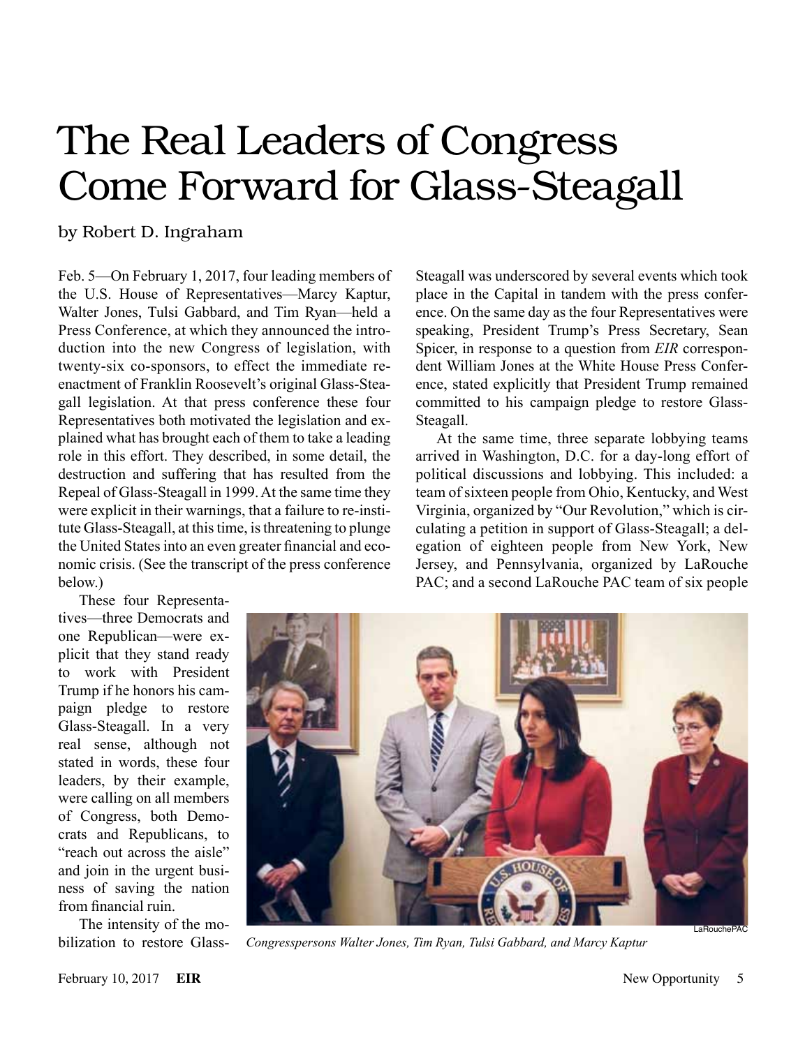# The Real Leaders of Congress Come Forward for Glass-Steagall

by Robert D. Ingraham

Feb. 5—On February 1, 2017, four leading members of the U.S. House of Representatives—Marcy Kaptur, Walter Jones, Tulsi Gabbard, and Tim Ryan—held a Press Conference, at which they announced the introduction into the new Congress of legislation, with twenty-six co-sponsors, to effect the immediate re-enactment of Franklin Roosevelt's original Glass-Steagall legislation. At that press conference these four Representatives both motivated the legislation and explained what has brought each of them to take a leading role in this effort. They described, in some detail, the destruction and suffering that has resulted from the Repeal of Glass-Steagall in 1999. At the same time they were explicit in their warnings, that a failure to re-institute Glass-Steagall, at this time, is threatening to plunge the United States into an even greater financial and economic crisis. (See the transcript of the press conference below.)

These four Representatives—three Democrats and one Republican—were explicit that they stand ready to work with President Trump if he honors his campaign pledge to restore Glass-Steagall. In a very real sense, although not stated in words, these four leaders, by their example, were calling on all members of Congress, both Democrats and Republicans, to "reach out across the aisle" and join in the urgent business of saving the nation from financial ruin.

The intensity of the mobilization to restore Glass-Steagall was underscored by several events which took place in the Capital in tandem with the press conference. On the same day as the four Representatives were speaking, President Trump's Press Secretary, Sean Spicer, in response to a question from *EIR* correspondent William Jones at the White House Press Conference, stated explicitly that President Trump remained committed to his campaign pledge to restore Glass-Steagall.

At the same time, three separate lobbying teams arrived in Washington, D.C. for a day-long effort of political discussions and lobbying. This included: a team of sixteen people from Ohio, Kentucky, and West Virginia, organized by "Our Revolution," which is circulating a petition in support of Glass-Steagall; a delegation of eighteen people from New York, New Jersey, and Pennsylvania, organized by LaRouche PAC; and a second LaRouche PAC team of six people

LaRouchePAC

*Congresspersons Walter Jones, Tim Ryan, Tulsi Gabbard, and Marcy Kaptur*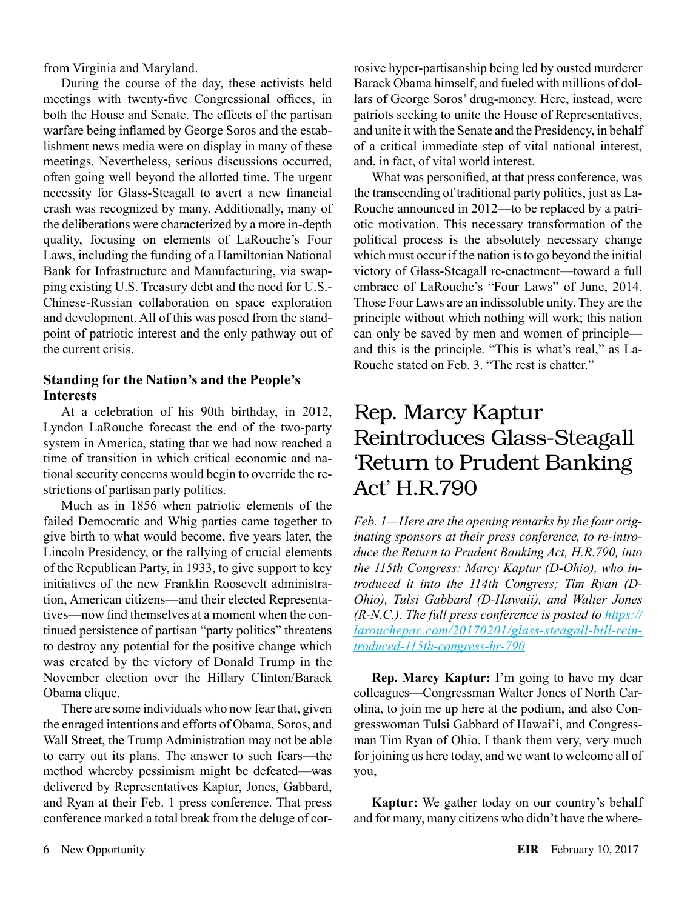from Virginia and Maryland.

During the course of the day, these activists held meetings with twenty-five Congressional offices, in both the House and Senate. The effects of the partisan warfare being inflamed by George Soros and the establishment news media were on display in many of these meetings. Nevertheless, serious discussions occurred, often going well beyond the allotted time. The urgent necessity for Glass-Steagall to avert a new financial crash was recognized by many. Additionally, many of the deliberations were characterized by a more in-depth quality, focusing on elements of LaRouche's Four Laws, including the funding of a Hamiltonian National Bank for Infrastructure and Manufacturing, via swapping existing U.S. Treasury debt and the need for U.S.-Chinese-Russian collaboration on space exploration and development. All of this was posed from the standpoint of patriotic interest and the only pathway out of the current crisis.

### Standing for the Nation's and the People's Interests

At a celebration of his 90th birthday, in 2012, Lyndon LaRouche forecast the end of the two-party system in America, stating that we had now reached a time of transition in which critical economic and national security concerns would begin to override the restrictions of partisan party politics.

Much as in 1856 when patriotic elements of the failed Democratic and Whig parties came together to give birth to what would become, five years later, the Lincoln Presidency, or the rallying of crucial elements of the Republican Party, in 1933, to give support to key initiatives of the new Franklin Roosevelt administration, American citizens—and their elected Representatives—now find themselves at a moment when the continued persistence of partisan "party politics" threatens to destroy any potential for the positive change which was created by the victory of Donald Trump in the November election over the Hillary Clinton/Barack Obama clique.

There are some individuals who now fear that, given the enraged intentions and efforts of Obama, Soros, and Wall Street, the Trump Administration may not be able to carry out its plans. The answer to such fears—the method whereby pessimism might be defeated—was delivered by Representatives Kaptur, Jones, Gabbard, and Ryan at their Feb. 1 press conference. That press conference marked a total break from the deluge of corrosive hyper-partisanship being led by ousted murderer Barack Obama himself, and fueled with millions of dollars of George Soros' drug-money. Here, instead, were patriots seeking to unite the House of Representatives, and unite it with the Senate and the Presidency, in behalf of a critical immediate step of vital national interest, and, in fact, of vital world interest.

What was personified, at that press conference, was the transcending of traditional party politics, just as LaRouche announced in 2012—to be replaced by a patriotic motivation. This necessary transformation of the political process is the absolutely necessary change which must occur if the nation is to go beyond the initial victory of Glass-Steagall re-enactment—toward a full embrace of LaRouche's "Four Laws" of June, 2014. Those Four Laws are an indissoluble unity. They are the principle without which nothing will work; this nation can only be saved by men and women of principle—and this is the principle. "This is what's real," as LaRouche stated on Feb. 3. "The rest is chatter."

# Rep. Marcy Kaptur Reintroduces Glass-Steagall 'Return to Prudent Banking Act' H.R.790

*Feb. 1—Here are the opening remarks by the four originating sponsors at their press conference, to re-introduce the Return to Prudent Banking Act, H.R.790, into the 115th Congress: Marcy Kaptur (D-Ohio), who introduced it into the 114th Congress; Tim Ryan (D-Ohio), Tulsi Gabbard (D-Hawaii), and Walter Jones (R-N.C.). The full press conference is posted to https://larouchepac.com/20170201/glass-steagall-bill-reintroduced-115th-congress-hr-790*

**Rep. Marcy Kaptur:** I'm going to have my dear colleagues—Congressman Walter Jones of North Carolina, to join me up here at the podium, and also Congresswoman Tulsi Gabbard of Hawai'i, and Congressman Tim Ryan of Ohio. I thank them very, very much for joining us here today, and we want to welcome all of you,

**Kaptur:** We gather today on our country's behalf and for many, many citizens who didn't have the where-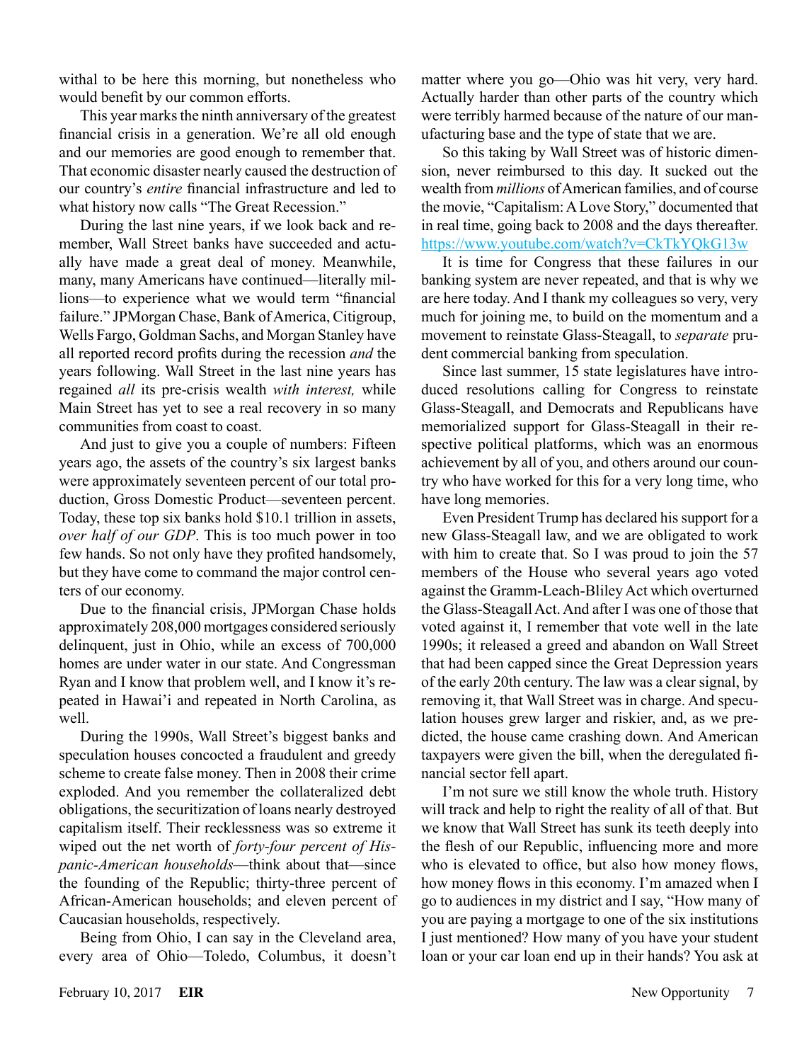withal to be here this morning, but nonetheless who would benefit by our common efforts.

This year marks the ninth anniversary of the greatest financial crisis in a generation. We're all old enough and our memories are good enough to remember that. That economic disaster nearly caused the destruction of our country's *entire* financial infrastructure and led to what history now calls "The Great Recession."

During the last nine years, if we look back and remember, Wall Street banks have succeeded and actually have made a great deal of money. Meanwhile, many, many Americans have continued—literally millions—to experience what we would term "financial failure." JPMorgan Chase, Bank of America, Citigroup, Wells Fargo, Goldman Sachs, and Morgan Stanley have all reported record profits during the recession *and* the years following. Wall Street in the last nine years has regained *all* its pre-crisis wealth *with interest,* while Main Street has yet to see a real recovery in so many communities from coast to coast.

And just to give you a couple of numbers: Fifteen years ago, the assets of the country's six largest banks were approximately seventeen percent of our total production, Gross Domestic Product—seventeen percent. Today, these top six banks hold $10.1 trillion in assets, *over half of our GDP*. This is too much power in too few hands. So not only have they profited handsomely, but they have come to command the major control centers of our economy.

Due to the financial crisis, JPMorgan Chase holds approximately 208,000 mortgages considered seriously delinquent, just in Ohio, while an excess of 700,000 homes are under water in our state. And Congressman Ryan and I know that problem well, and I know it's repeated in Hawai'i and repeated in North Carolina, as well.

During the 1990s, Wall Street's biggest banks and speculation houses concocted a fraudulent and greedy scheme to create false money. Then in 2008 their crime exploded. And you remember the collateralized debt obligations, the securitization of loans nearly destroyed capitalism itself. Their recklessness was so extreme it wiped out the net worth of *forty-four percent of Hispanic-American households*—think about that—since the founding of the Republic; thirty-three percent of African-American households; and eleven percent of Caucasian households, respectively.

Being from Ohio, I can say in the Cleveland area, every area of Ohio—Toledo, Columbus, it doesn't matter where you go—Ohio was hit very, very hard. Actually harder than other parts of the country which were terribly harmed because of the nature of our manufacturing base and the type of state that we are.

So this taking by Wall Street was of historic dimension, never reimbursed to this day. It sucked out the wealth from *millions* of American families, and of course the movie, "Capitalism: A Love Story," documented that in real time, going back to 2008 and the days thereafter. https://www.youtube.com/watch?v=CkTkYQkG13w

It is time for Congress that these failures in our banking system are never repeated, and that is why we are here today. And I thank my colleagues so very, very much for joining me, to build on the momentum and a movement to reinstate Glass-Steagall, to *separate* prudent commercial banking from speculation.

Since last summer, 15 state legislatures have introduced resolutions calling for Congress to reinstate Glass-Steagall, and Democrats and Republicans have memorialized support for Glass-Steagall in their respective political platforms, which was an enormous achievement by all of you, and others around our country who have worked for this for a very long time, who have long memories.

Even President Trump has declared his support for a new Glass-Steagall law, and we are obligated to work with him to create that. So I was proud to join the 57 members of the House who several years ago voted against the Gramm-Leach-Bliley Act which overturned the Glass-Steagall Act. And after I was one of those that voted against it, I remember that vote well in the late 1990s; it released a greed and abandon on Wall Street that had been capped since the Great Depression years of the early 20th century. The law was a clear signal, by removing it, that Wall Street was in charge. And speculation houses grew larger and riskier, and, as we predicted, the house came crashing down. And American taxpayers were given the bill, when the deregulated financial sector fell apart.

I'm not sure we still know the whole truth. History will track and help to right the reality of all of that. But we know that Wall Street has sunk its teeth deeply into the flesh of our Republic, influencing more and more who is elevated to office, but also how money flows, how money flows in this economy. I'm amazed when I go to audiences in my district and I say, "How many of you are paying a mortgage to one of the six institutions I just mentioned? How many of you have your student loan or your car loan end up in their hands? You ask at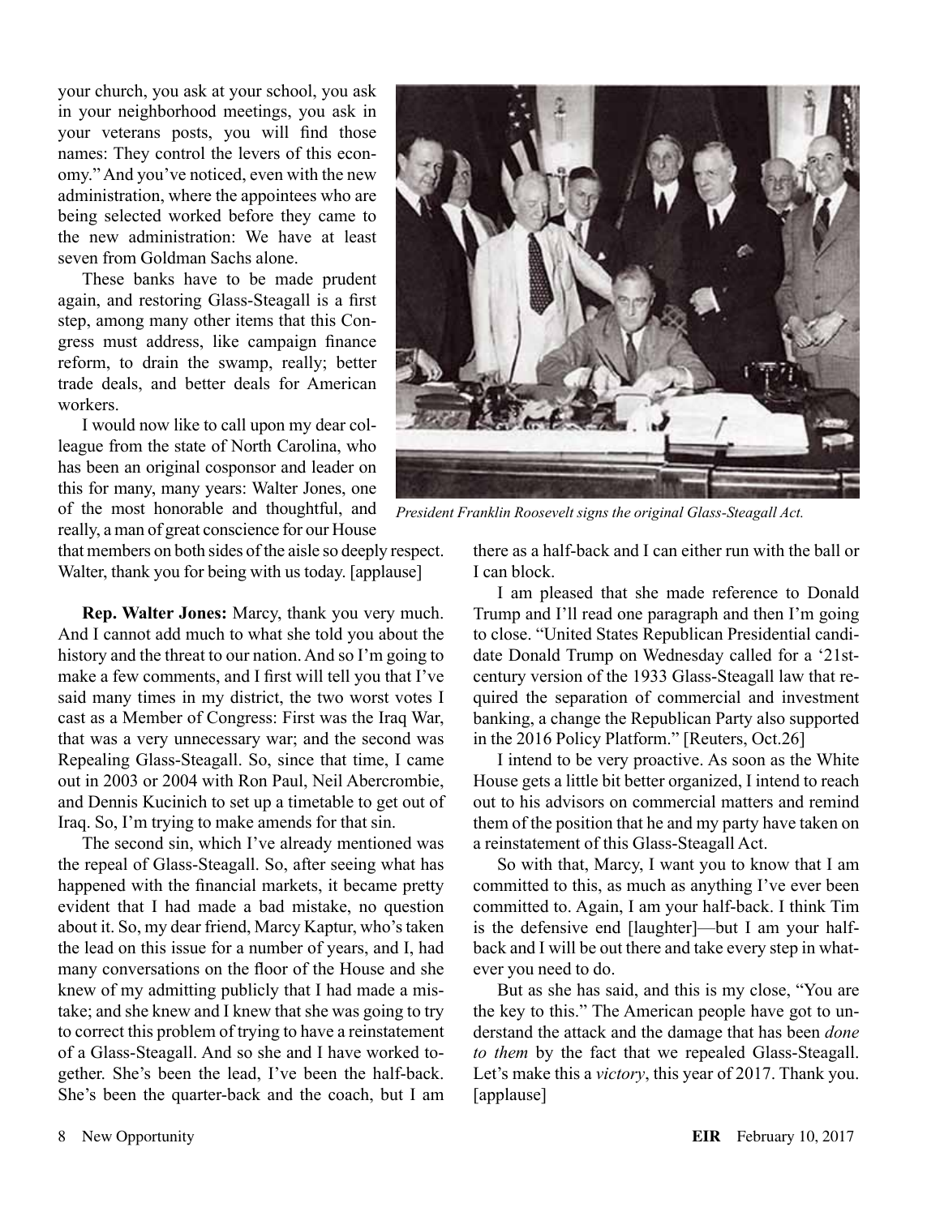your church, you ask at your school, you ask in your neighborhood meetings, you ask in your veterans posts, you will find those names: They control the levers of this economy." And you've noticed, even with the new administration, where the appointees who are being selected worked before they came to the new administration: We have at least seven from Goldman Sachs alone.

These banks have to be made prudent again, and restoring Glass-Steagall is a first step, among many other items that this Congress must address, like campaign finance reform, to drain the swamp, really; better trade deals, and better deals for American workers.

I would now like to call upon my dear colleague from the state of North Carolina, who has been an original cosponsor and leader on this for many, many years: Walter Jones, one of the most honorable and thoughtful, and really, a man of great conscience for our House that members on both sides of the aisle so deeply respect. Walter, thank you for being with us today. [applause]

*President Franklin Roosevelt signs the original Glass-Steagall Act.*

**Rep. Walter Jones:** Marcy, thank you very much. And I cannot add much to what she told you about the history and the threat to our nation. And so I'm going to make a few comments, and I first will tell you that I've said many times in my district, the two worst votes I cast as a Member of Congress: First was the Iraq War, that was a very unnecessary war; and the second was Repealing Glass-Steagall. So, since that time, I came out in 2003 or 2004 with Ron Paul, Neil Abercrombie, and Dennis Kucinich to set up a timetable to get out of Iraq. So, I'm trying to make amends for that sin.

The second sin, which I've already mentioned was the repeal of Glass-Steagall. So, after seeing what has happened with the financial markets, it became pretty evident that I had made a bad mistake, no question about it. So, my dear friend, Marcy Kaptur, who's taken the lead on this issue for a number of years, and I, had many conversations on the floor of the House and she knew of my admitting publicly that I had made a mistake; and she knew and I knew that she was going to try to correct this problem of trying to have a reinstatement of a Glass-Steagall. And so she and I have worked together. She's been the lead, I've been the half-back. She's been the quarter-back and the coach, but I am there as a half-back and I can either run with the ball or I can block.

I am pleased that she made reference to Donald Trump and I'll read one paragraph and then I'm going to close. "United States Republican Presidential candidate Donald Trump on Wednesday called for a '21st-century version of the 1933 Glass-Steagall law that required the separation of commercial and investment banking, a change the Republican Party also supported in the 2016 Policy Platform." [Reuters, Oct.26]

I intend to be very proactive. As soon as the White House gets a little bit better organized, I intend to reach out to his advisors on commercial matters and remind them of the position that he and my party have taken on a reinstatement of this Glass-Steagall Act.

So with that, Marcy, I want you to know that I am committed to this, as much as anything I've ever been committed to. Again, I am your half-back. I think Tim is the defensive end [laughter]—but I am your half-back and I will be out there and take every step in whatever you need to do.

But as she has said, and this is my close, "You are the key to this." The American people have got to understand the attack and the damage that has been *done to them* by the fact that we repealed Glass-Steagall. Let's make this a *victory*, this year of 2017. Thank you. [applause]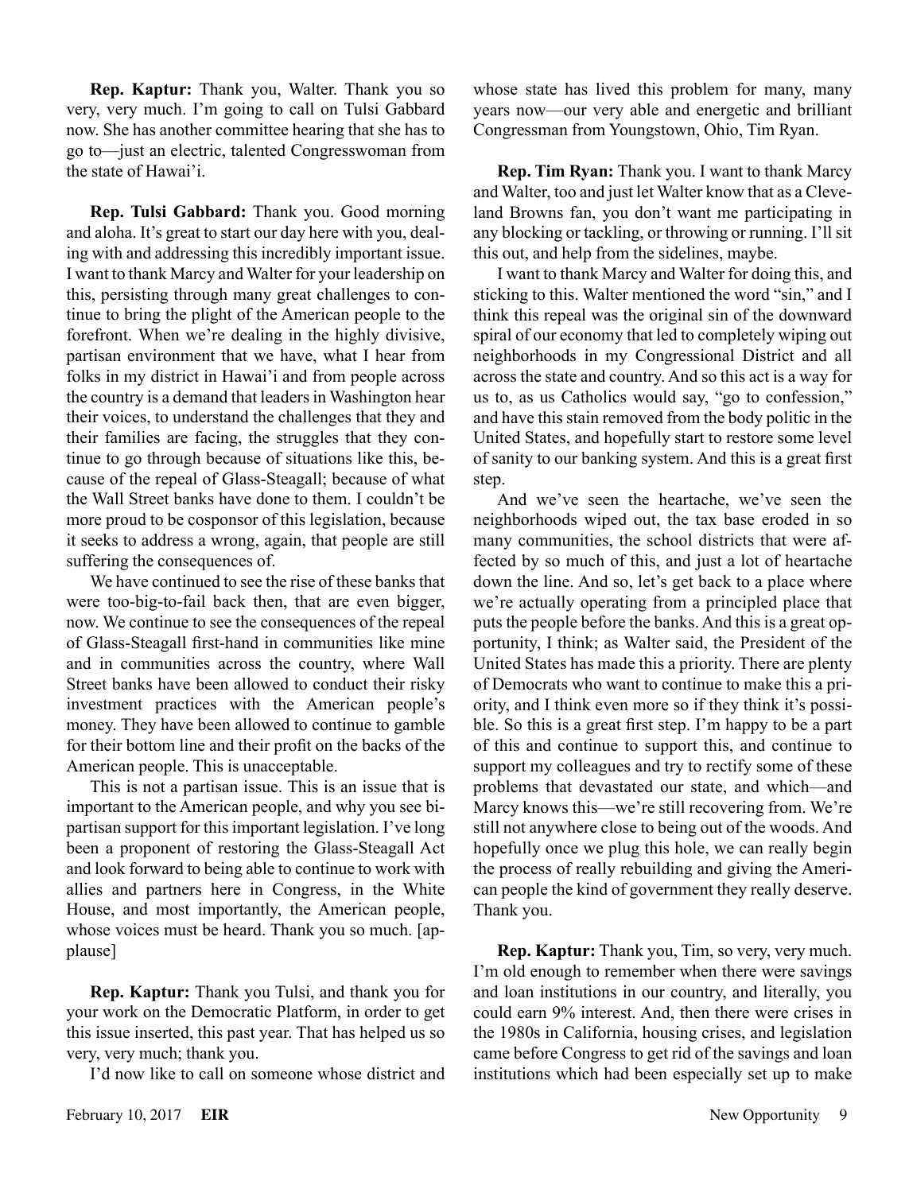**Rep. Kaptur:** Thank you, Walter. Thank you so very, very much. I'm going to call on Tulsi Gabbard now. She has another committee hearing that she has to go to—just an electric, talented Congresswoman from the state of Hawai'i.

**Rep. Tulsi Gabbard:** Thank you. Good morning and aloha. It's great to start our day here with you, dealing with and addressing this incredibly important issue. I want to thank Marcy and Walter for your leadership on this, persisting through many great challenges to continue to bring the plight of the American people to the forefront. When we're dealing in the highly divisive, partisan environment that we have, what I hear from folks in my district in Hawai'i and from people across the country is a demand that leaders in Washington hear their voices, to understand the challenges that they and their families are facing, the struggles that they continue to go through because of situations like this, because of the repeal of Glass-Steagall; because of what the Wall Street banks have done to them. I couldn't be more proud to be cosponsor of this legislation, because it seeks to address a wrong, again, that people are still suffering the consequences of.

We have continued to see the rise of these banks that were too-big-to-fail back then, that are even bigger, now. We continue to see the consequences of the repeal of Glass-Steagall first-hand in communities like mine and in communities across the country, where Wall Street banks have been allowed to conduct their risky investment practices with the American people's money. They have been allowed to continue to gamble for their bottom line and their profit on the backs of the American people. This is unacceptable.

This is not a partisan issue. This is an issue that is important to the American people, and why you see bipartisan support for this important legislation. I've long been a proponent of restoring the Glass-Steagall Act and look forward to being able to continue to work with allies and partners here in Congress, in the White House, and most importantly, the American people, whose voices must be heard. Thank you so much. [applause]

**Rep. Kaptur:** Thank you Tulsi, and thank you for your work on the Democratic Platform, in order to get this issue inserted, this past year. That has helped us so very, very much; thank you.

I'd now like to call on someone whose district and whose state has lived this problem for many, many years now—our very able and energetic and brilliant Congressman from Youngstown, Ohio, Tim Ryan.

**Rep. Tim Ryan:** Thank you. I want to thank Marcy and Walter, too and just let Walter know that as a Cleveland Browns fan, you don't want me participating in any blocking or tackling, or throwing or running. I'll sit this out, and help from the sidelines, maybe.

I want to thank Marcy and Walter for doing this, and sticking to this. Walter mentioned the word "sin," and I think this repeal was the original sin of the downward spiral of our economy that led to completely wiping out neighborhoods in my Congressional District and all across the state and country. And so this act is a way for us to, as us Catholics would say, "go to confession," and have this stain removed from the body politic in the United States, and hopefully start to restore some level of sanity to our banking system. And this is a great first step.

And we've seen the heartache, we've seen the neighborhoods wiped out, the tax base eroded in so many communities, the school districts that were affected by so much of this, and just a lot of heartache down the line. And so, let's get back to a place where we're actually operating from a principled place that puts the people before the banks. And this is a great opportunity, I think; as Walter said, the President of the United States has made this a priority. There are plenty of Democrats who want to continue to make this a priority, and I think even more so if they think it's possible. So this is a great first step. I'm happy to be a part of this and continue to support this, and continue to support my colleagues and try to rectify some of these problems that devastated our state, and which—and Marcy knows this—we're still recovering from. We're still not anywhere close to being out of the woods. And hopefully once we plug this hole, we can really begin the process of really rebuilding and giving the American people the kind of government they really deserve. Thank you.

**Rep. Kaptur:** Thank you, Tim, so very, very much. I'm old enough to remember when there were savings and loan institutions in our country, and literally, you could earn 9% interest. And, then there were crises in the 1980s in California, housing crises, and legislation came before Congress to get rid of the savings and loan institutions which had been especially set up to make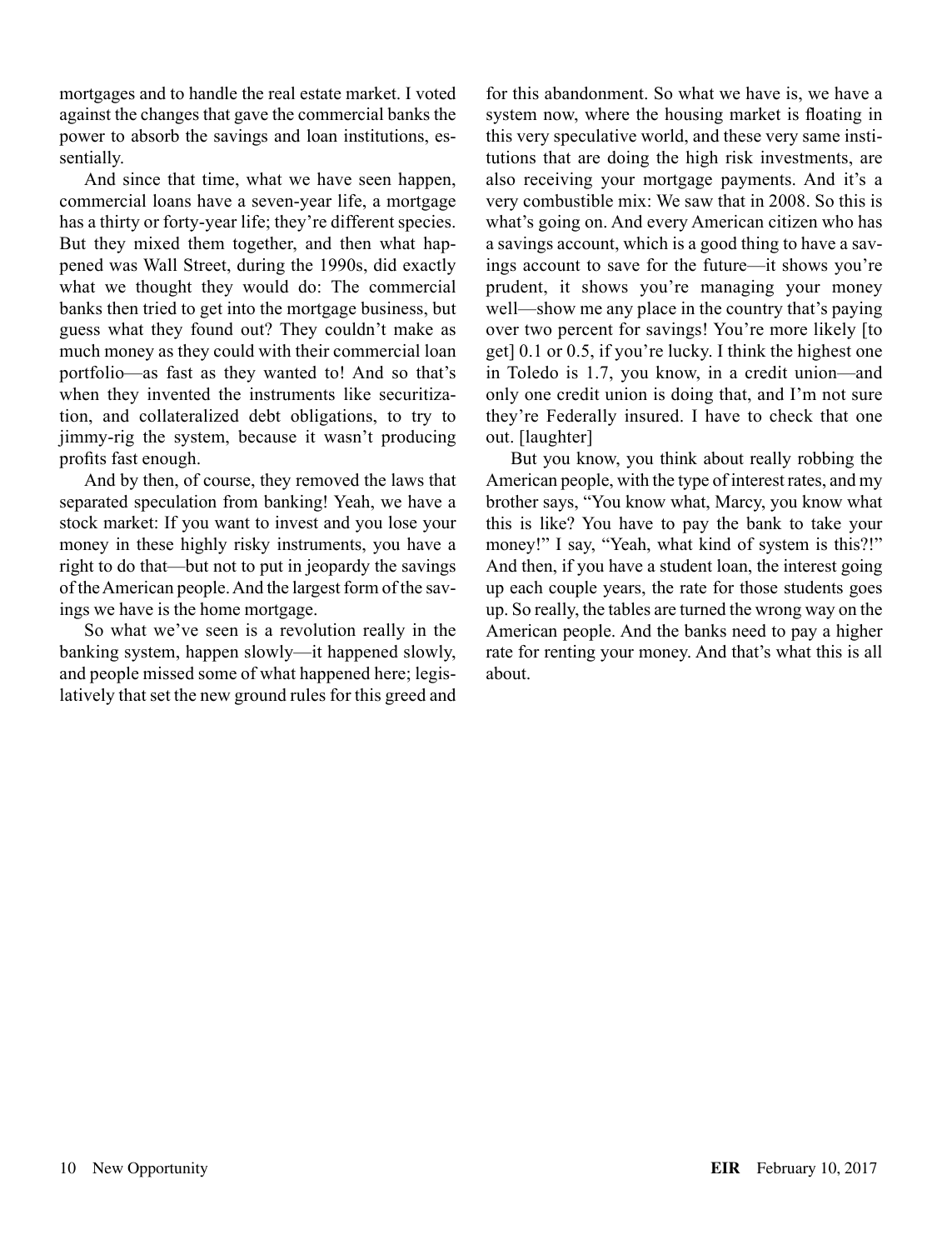mortgages and to handle the real estate market. I voted against the changes that gave the commercial banks the power to absorb the savings and loan institutions, essentially.

And since that time, what we have seen happen, commercial loans have a seven-year life, a mortgage has a thirty or forty-year life; they're different species. But they mixed them together, and then what happened was Wall Street, during the 1990s, did exactly what we thought they would do: The commercial banks then tried to get into the mortgage business, but guess what they found out? They couldn't make as much money as they could with their commercial loan portfolio—as fast as they wanted to! And so that's when they invented the instruments like securitization, and collateralized debt obligations, to try to jimmy-rig the system, because it wasn't producing profits fast enough.

And by then, of course, they removed the laws that separated speculation from banking! Yeah, we have a stock market: If you want to invest and you lose your money in these highly risky instruments, you have a right to do that—but not to put in jeopardy the savings of the American people. And the largest form of the savings we have is the home mortgage.

So what we've seen is a revolution really in the banking system, happen slowly—it happened slowly, and people missed some of what happened here; legislatively that set the new ground rules for this greed and for this abandonment. So what we have is, we have a system now, where the housing market is floating in this very speculative world, and these very same institutions that are doing the high risk investments, are also receiving your mortgage payments. And it's a very combustible mix: We saw that in 2008. So this is what's going on. And every American citizen who has a savings account, which is a good thing to have a savings account to save for the future—it shows you're prudent, it shows you're managing your money well—show me any place in the country that's paying over two percent for savings! You're more likely [to get] 0.1 or 0.5, if you're lucky. I think the highest one in Toledo is 1.7, you know, in a credit union—and only one credit union is doing that, and I'm not sure they're Federally insured. I have to check that one out. [laughter]

But you know, you think about really robbing the American people, with the type of interest rates, and my brother says, "You know what, Marcy, you know what this is like? You have to pay the bank to take your money!" I say, "Yeah, what kind of system is this?!" And then, if you have a student loan, the interest going up each couple years, the rate for those students goes up. So really, the tables are turned the wrong way on the American people. And the banks need to pay a higher rate for renting your money. And that's what this is all about.